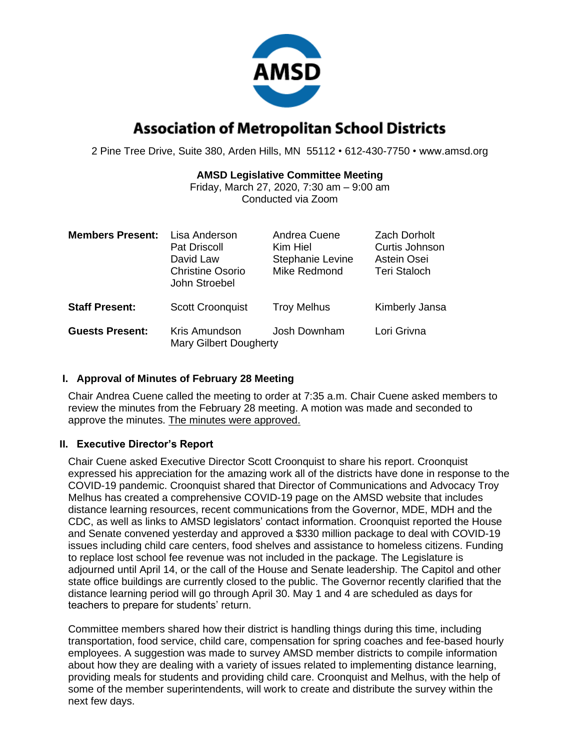# Association of Metropolitan School Districts

2 Pine Tree Drive, Suite 380, Arden Hills, MN 55112 • 612-430-7750 • www.amsd.org

**AMSD Legislative Committee Meeting**
Friday, March 27, 2020, 7:30 am – 9:00 am
Conducted via Zoom

| | | | |
|---|---|---|---|
| **Members Present:** | Lisa Anderson<br>Pat Driscoll<br>David Law<br>Christine Osorio<br>John Stroebel | Andrea Cuene<br>Kim Hiel<br>Stephanie Levine<br>Mike Redmond | Zach Dorholt<br>Curtis Johnson<br>Astein Osei<br>Teri Staloch |
| **Staff Present:** | Scott Croonquist | Troy Melhus | Kimberly Jansa |
| **Guests Present:** | Kris Amundson<br>Mary Gilbert Dougherty | Josh Downham | Lori Grivna |

## I. Approval of Minutes of February 28 Meeting

Chair Andrea Cuene called the meeting to order at 7:35 a.m. Chair Cuene asked members to review the minutes from the February 28 meeting. A motion was made and seconded to approve the minutes. The minutes were approved.

## II. Executive Director's Report

Chair Cuene asked Executive Director Scott Croonquist to share his report. Croonquist expressed his appreciation for the amazing work all of the districts have done in response to the COVID-19 pandemic. Croonquist shared that Director of Communications and Advocacy Troy Melhus has created a comprehensive COVID-19 page on the AMSD website that includes distance learning resources, recent communications from the Governor, MDE, MDH and the CDC, as well as links to AMSD legislators' contact information. Croonquist reported the House and Senate convened yesterday and approved a $330 million package to deal with COVID-19 issues including child care centers, food shelves and assistance to homeless citizens. Funding to replace lost school fee revenue was not included in the package. The Legislature is adjourned until April 14, or the call of the House and Senate leadership. The Capitol and other state office buildings are currently closed to the public. The Governor recently clarified that the distance learning period will go through April 30. May 1 and 4 are scheduled as days for teachers to prepare for students' return.

Committee members shared how their district is handling things during this time, including transportation, food service, child care, compensation for spring coaches and fee-based hourly employees. A suggestion was made to survey AMSD member districts to compile information about how they are dealing with a variety of issues related to implementing distance learning, providing meals for students and providing child care. Croonquist and Melhus, with the help of some of the member superintendents, will work to create and distribute the survey within the next few days.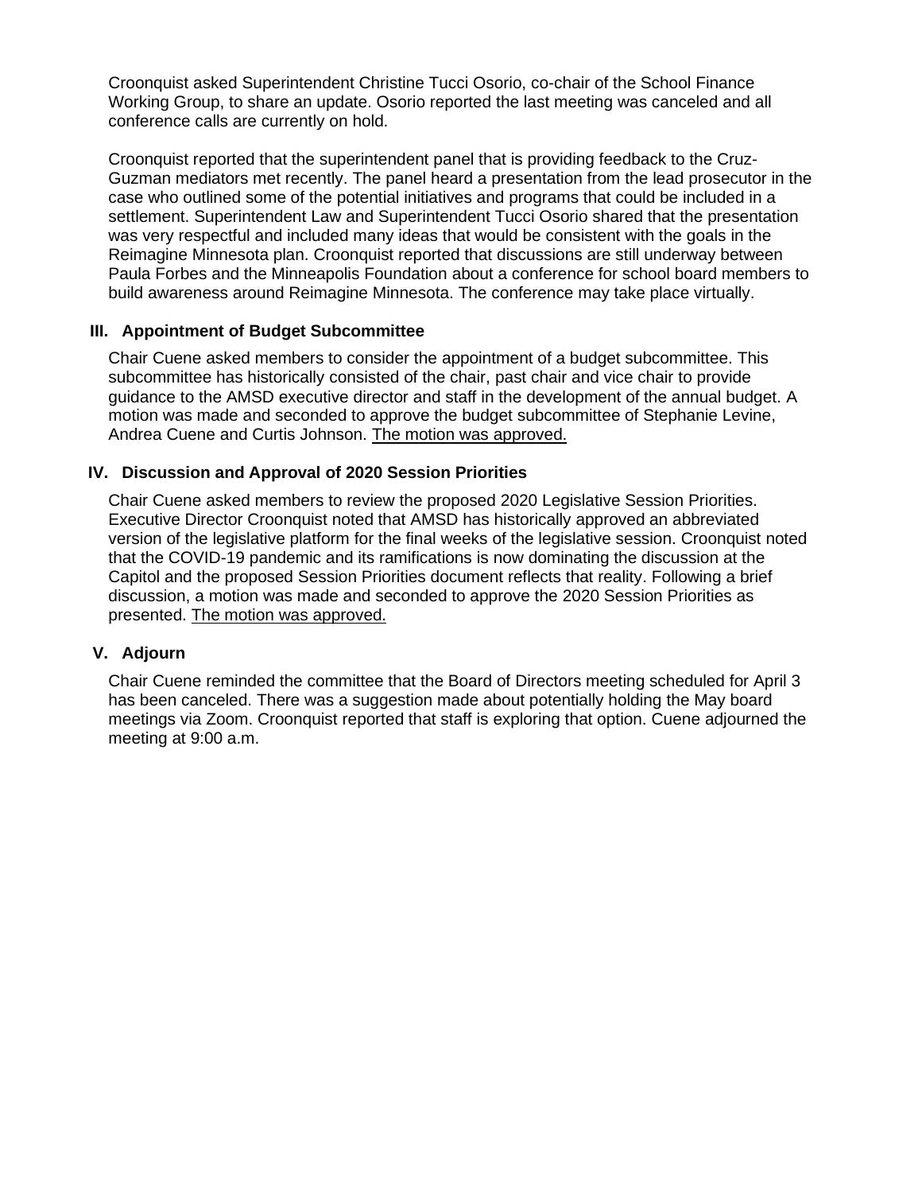Croonquist asked Superintendent Christine Tucci Osorio, co-chair of the School Finance Working Group, to share an update. Osorio reported the last meeting was canceled and all conference calls are currently on hold.

Croonquist reported that the superintendent panel that is providing feedback to the Cruz-Guzman mediators met recently. The panel heard a presentation from the lead prosecutor in the case who outlined some of the potential initiatives and programs that could be included in a settlement. Superintendent Law and Superintendent Tucci Osorio shared that the presentation was very respectful and included many ideas that would be consistent with the goals in the Reimagine Minnesota plan. Croonquist reported that discussions are still underway between Paula Forbes and the Minneapolis Foundation about a conference for school board members to build awareness around Reimagine Minnesota. The conference may take place virtually.

## III. Appointment of Budget Subcommittee

Chair Cuene asked members to consider the appointment of a budget subcommittee. This subcommittee has historically consisted of the chair, past chair and vice chair to provide guidance to the AMSD executive director and staff in the development of the annual budget. A motion was made and seconded to approve the budget subcommittee of Stephanie Levine, Andrea Cuene and Curtis Johnson. <u>The motion was approved.</u>

## IV. Discussion and Approval of 2020 Session Priorities

Chair Cuene asked members to review the proposed 2020 Legislative Session Priorities. Executive Director Croonquist noted that AMSD has historically approved an abbreviated version of the legislative platform for the final weeks of the legislative session. Croonquist noted that the COVID-19 pandemic and its ramifications is now dominating the discussion at the Capitol and the proposed Session Priorities document reflects that reality. Following a brief discussion, a motion was made and seconded to approve the 2020 Session Priorities as presented. <u>The motion was approved.</u>

## V. Adjourn

Chair Cuene reminded the committee that the Board of Directors meeting scheduled for April 3 has been canceled. There was a suggestion made about potentially holding the May board meetings via Zoom. Croonquist reported that staff is exploring that option. Cuene adjourned the meeting at 9:00 a.m.